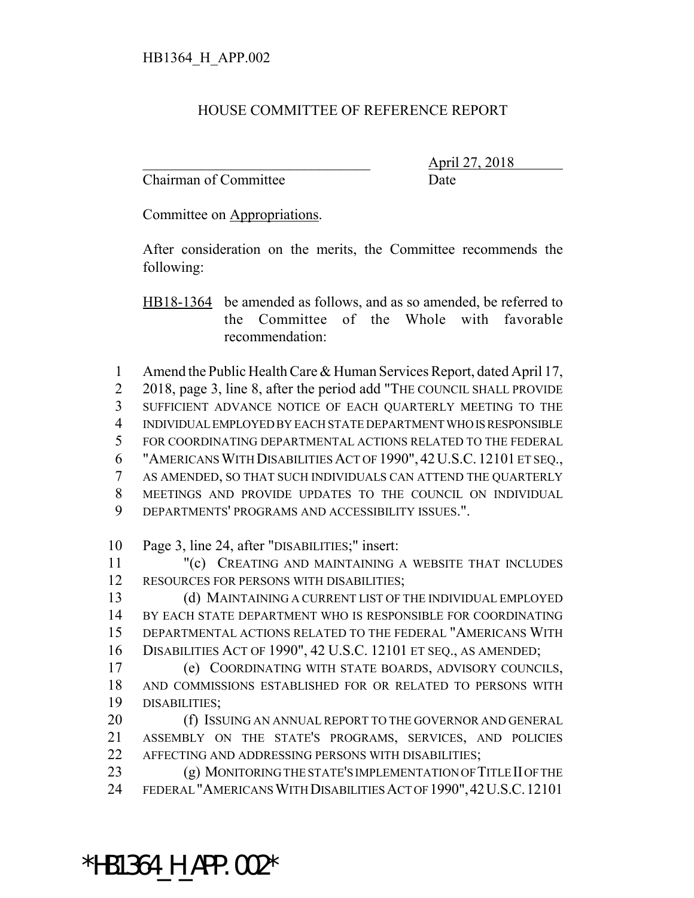HB1364_H_APP.002

# HOUSE COMMITTEE OF REFERENCE REPORT

_______________________________ April 27, 2018
Chairman of Committee Date

Committee on Appropriations.

After consideration on the merits, the Committee recommends the following:

HB18-1364 be amended as follows, and as so amended, be referred to the Committee of the Whole with favorable recommendation:

1 Amend the Public Health Care & Human Services Report, dated April 17,
2 2018, page 3, line 8, after the period add "THE COUNCIL SHALL PROVIDE
3 SUFFICIENT ADVANCE NOTICE OF EACH QUARTERLY MEETING TO THE
4 INDIVIDUAL EMPLOYED BY EACH STATE DEPARTMENT WHO IS RESPONSIBLE
5 FOR COORDINATING DEPARTMENTAL ACTIONS RELATED TO THE FEDERAL
6 "AMERICANS WITH DISABILITIES ACT OF 1990", 42 U.S.C. 12101 ET SEQ.,
7 AS AMENDED, SO THAT SUCH INDIVIDUALS CAN ATTEND THE QUARTERLY
8 MEETINGS AND PROVIDE UPDATES TO THE COUNCIL ON INDIVIDUAL
9 DEPARTMENTS' PROGRAMS AND ACCESSIBILITY ISSUES.".

10 Page 3, line 24, after "DISABILITIES;" insert:
11 "(c) CREATING AND MAINTAINING A WEBSITE THAT INCLUDES
12 RESOURCES FOR PERSONS WITH DISABILITIES;
13 (d) MAINTAINING A CURRENT LIST OF THE INDIVIDUAL EMPLOYED
14 BY EACH STATE DEPARTMENT WHO IS RESPONSIBLE FOR COORDINATING
15 DEPARTMENTAL ACTIONS RELATED TO THE FEDERAL "AMERICANS WITH
16 DISABILITIES ACT OF 1990", 42 U.S.C. 12101 ET SEQ., AS AMENDED;
17 (e) COORDINATING WITH STATE BOARDS, ADVISORY COUNCILS,
18 AND COMMISSIONS ESTABLISHED FOR OR RELATED TO PERSONS WITH
19 DISABILITIES;
20 (f) ISSUING AN ANNUAL REPORT TO THE GOVERNOR AND GENERAL
21 ASSEMBLY ON THE STATE'S PROGRAMS, SERVICES, AND POLICIES
22 AFFECTING AND ADDRESSING PERSONS WITH DISABILITIES;
23 (g) MONITORING THE STATE'S IMPLEMENTATION OF TITLE II OF THE
24 FEDERAL "AMERICANS WITH DISABILITIES ACT OF 1990", 42 U.S.C. 12101

*HB1364_H_APP.002*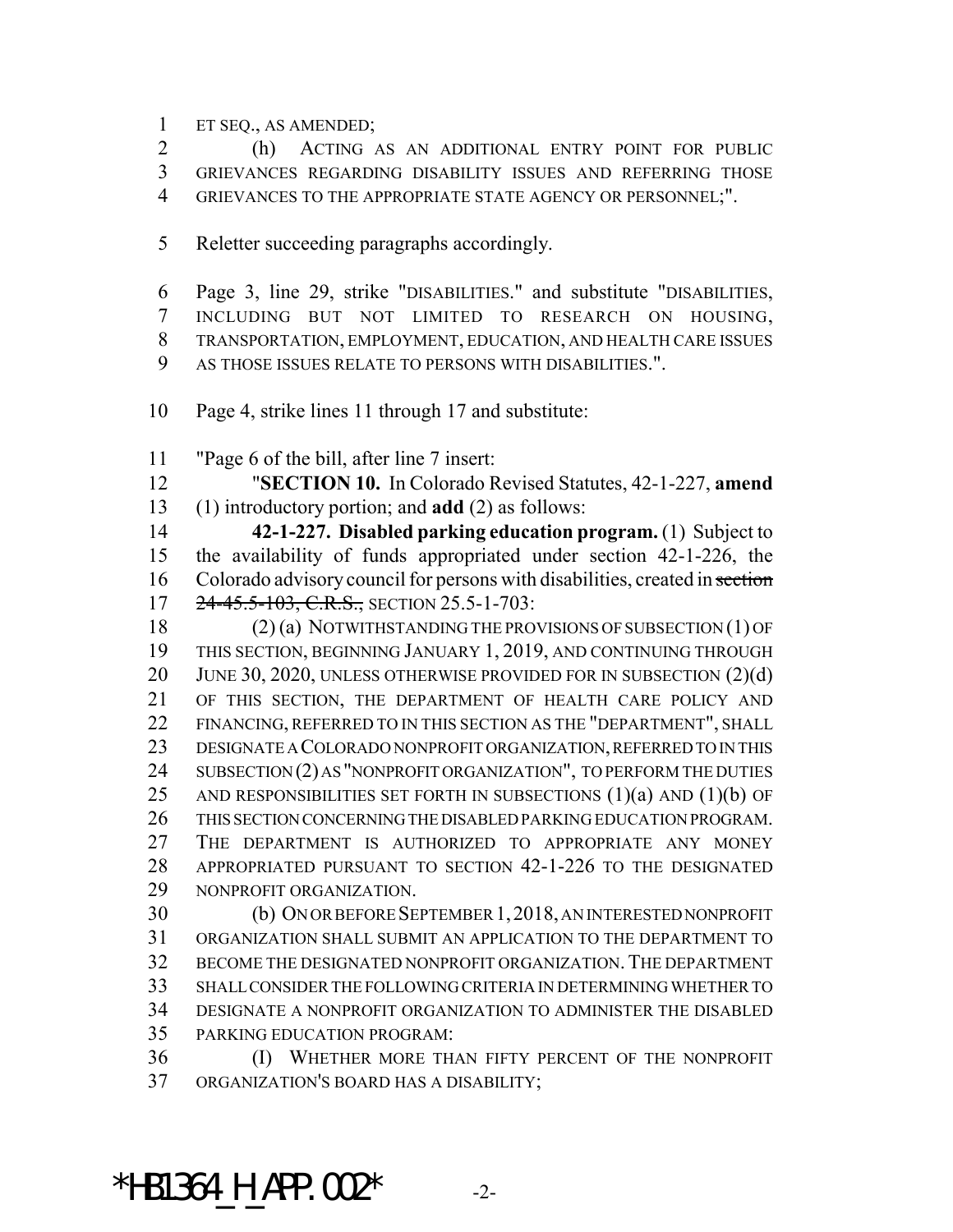ET SEQ., AS AMENDED;

(h) ACTING AS AN ADDITIONAL ENTRY POINT FOR PUBLIC GRIEVANCES REGARDING DISABILITY ISSUES AND REFERRING THOSE GRIEVANCES TO THE APPROPRIATE STATE AGENCY OR PERSONNEL;".

Reletter succeeding paragraphs accordingly.

Page 3, line 29, strike "DISABILITIES." and substitute "DISABILITIES, INCLUDING BUT NOT LIMITED TO RESEARCH ON HOUSING, TRANSPORTATION, EMPLOYMENT, EDUCATION, AND HEALTH CARE ISSUES AS THOSE ISSUES RELATE TO PERSONS WITH DISABILITIES.".

Page 4, strike lines 11 through 17 and substitute:

"Page 6 of the bill, after line 7 insert:

"**SECTION 10.** In Colorado Revised Statutes, 42-1-227, **amend** (1) introductory portion; and **add** (2) as follows:

**42-1-227. Disabled parking education program.** (1) Subject to the availability of funds appropriated under section 42-1-226, the Colorado advisory council for persons with disabilities, created in ~~section 24-45.5-103, C.R.S.,~~ SECTION 25.5-1-703:

(2) (a) NOTWITHSTANDING THE PROVISIONS OF SUBSECTION (1) OF THIS SECTION, BEGINNING JANUARY 1, 2019, AND CONTINUING THROUGH JUNE 30, 2020, UNLESS OTHERWISE PROVIDED FOR IN SUBSECTION (2)(d) OF THIS SECTION, THE DEPARTMENT OF HEALTH CARE POLICY AND FINANCING, REFERRED TO IN THIS SECTION AS THE "DEPARTMENT", SHALL DESIGNATE A COLORADO NONPROFIT ORGANIZATION, REFERRED TO IN THIS SUBSECTION (2) AS "NONPROFIT ORGANIZATION", TO PERFORM THE DUTIES AND RESPONSIBILITIES SET FORTH IN SUBSECTIONS (1)(a) AND (1)(b) OF THIS SECTION CONCERNING THE DISABLED PARKING EDUCATION PROGRAM. THE DEPARTMENT IS AUTHORIZED TO APPROPRIATE ANY MONEY APPROPRIATED PURSUANT TO SECTION 42-1-226 TO THE DESIGNATED NONPROFIT ORGANIZATION.

(b) ON OR BEFORE SEPTEMBER 1, 2018, AN INTERESTED NONPROFIT ORGANIZATION SHALL SUBMIT AN APPLICATION TO THE DEPARTMENT TO BECOME THE DESIGNATED NONPROFIT ORGANIZATION. THE DEPARTMENT SHALL CONSIDER THE FOLLOWING CRITERIA IN DETERMINING WHETHER TO DESIGNATE A NONPROFIT ORGANIZATION TO ADMINISTER THE DISABLED PARKING EDUCATION PROGRAM:

(I) WHETHER MORE THAN FIFTY PERCENT OF THE NONPROFIT ORGANIZATION'S BOARD HAS A DISABILITY;

*HB1364_H_APP.002*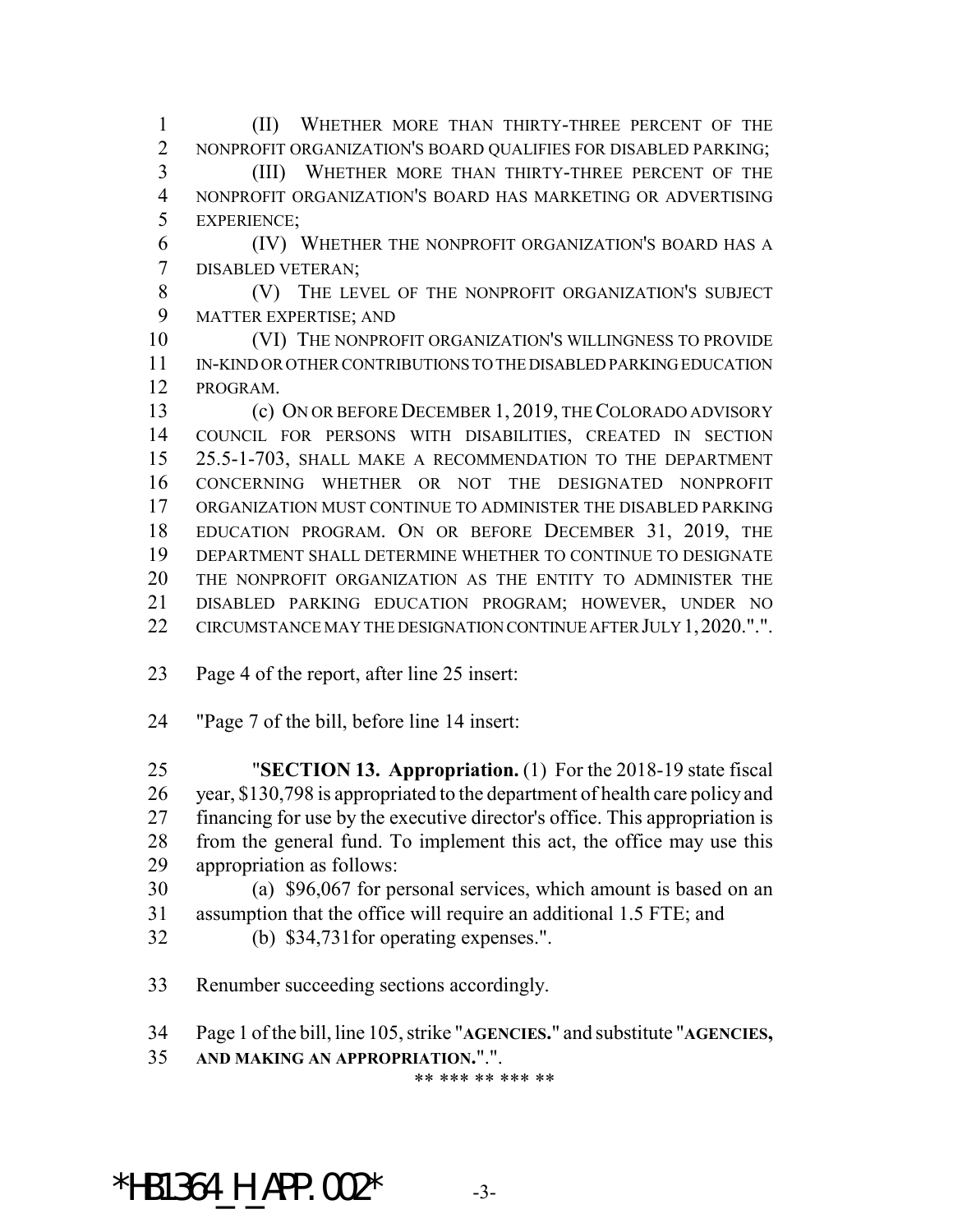(II) WHETHER MORE THAN THIRTY-THREE PERCENT OF THE NONPROFIT ORGANIZATION'S BOARD QUALIFIES FOR DISABLED PARKING;

(III) WHETHER MORE THAN THIRTY-THREE PERCENT OF THE NONPROFIT ORGANIZATION'S BOARD HAS MARKETING OR ADVERTISING EXPERIENCE;

(IV) WHETHER THE NONPROFIT ORGANIZATION'S BOARD HAS A DISABLED VETERAN;

(V) THE LEVEL OF THE NONPROFIT ORGANIZATION'S SUBJECT MATTER EXPERTISE; AND

(VI) THE NONPROFIT ORGANIZATION'S WILLINGNESS TO PROVIDE IN-KIND OR OTHER CONTRIBUTIONS TO THE DISABLED PARKING EDUCATION PROGRAM.

(c) ON OR BEFORE DECEMBER 1, 2019, THE COLORADO ADVISORY COUNCIL FOR PERSONS WITH DISABILITIES, CREATED IN SECTION 25.5-1-703, SHALL MAKE A RECOMMENDATION TO THE DEPARTMENT CONCERNING WHETHER OR NOT THE DESIGNATED NONPROFIT ORGANIZATION MUST CONTINUE TO ADMINISTER THE DISABLED PARKING EDUCATION PROGRAM. ON OR BEFORE DECEMBER 31, 2019, THE DEPARTMENT SHALL DETERMINE WHETHER TO CONTINUE TO DESIGNATE THE NONPROFIT ORGANIZATION AS THE ENTITY TO ADMINISTER THE DISABLED PARKING EDUCATION PROGRAM; HOWEVER, UNDER NO CIRCUMSTANCE MAY THE DESIGNATION CONTINUE AFTER JULY 1, 2020.".".

Page 4 of the report, after line 25 insert:

"Page 7 of the bill, before line 14 insert:

"**SECTION 13. Appropriation.** (1) For the 2018-19 state fiscal year, $130,798 is appropriated to the department of health care policy and financing for use by the executive director's office. This appropriation is from the general fund. To implement this act, the office may use this appropriation as follows:

(a) $96,067 for personal services, which amount is based on an assumption that the office will require an additional 1.5 FTE; and

(b) $34,731for operating expenses.".

Renumber succeeding sections accordingly.

Page 1 of the bill, line 105, strike "**AGENCIES.**" and substitute "**AGENCIES, AND MAKING AN APPROPRIATION.**".".

** *** ** *** **

*HB1364_H_APP.002*